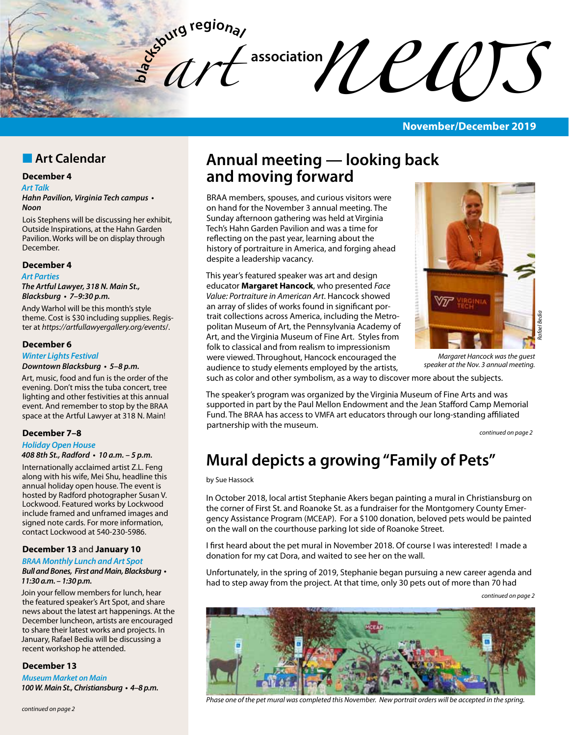# blacksburg regional art association news

**November/December 2019**

## Art Calendar

### December 4

*Art Talk*

***Hahn Pavilion, Virginia Tech campus • Noon***

Lois Stephens will be discussing her exhibit, Outside Inspirations, at the Hahn Garden Pavilion. Works will be on display through December.

### December 4

*Art Parties*

***The Artful Lawyer, 318 N. Main St., Blacksburg • 7–9:30 p.m.***

Andy Warhol will be this month's style theme. Cost is $30 including supplies. Register at *https://artfullawyergallery.org/events/*.

### December 6

*Winter Lights Festival*

***Downtown Blacksburg • 5–8 p.m.***

Art, music, food and fun is the order of the evening. Don't miss the tuba concert, tree lighting and other festivities at this annual event. And remember to stop by the BRAA space at the Artful Lawyer at 318 N. Main!

### December 7–8

*Holiday Open House*

***408 8th St., Radford • 10 a.m. – 5 p.m.***

Internationally acclaimed artist Z.L. Feng along with his wife, Mei Shu, headline this annual holiday open house. The event is hosted by Radford photographer Susan V. Lockwood. Featured works by Lockwood include framed and unframed images and signed note cards. For more information, contact Lockwood at 540-230-5986.

### December 13 and January 10

*BRAA Monthly Lunch and Art Spot*

***Bull and Bones, First and Main, Blacksburg • 11:30 a.m. – 1:30 p.m.***

Join your fellow members for lunch, hear the featured speaker's Art Spot, and share news about the latest art happenings. At the December luncheon, artists are encouraged to share their latest works and projects. In January, Rafael Bedia will be discussing a recent workshop he attended.

### December 13

*Museum Market on Main*

***100 W. Main St., Christiansburg • 4–8 p.m.***

*continued on page 2*

## Annual meeting — looking back and moving forward

BRAA members, spouses, and curious visitors were on hand for the November 3 annual meeting. The Sunday afternoon gathering was held at Virginia Tech's Hahn Garden Pavilion and was a time for reflecting on the past year, learning about the history of portraiture in America, and forging ahead despite a leadership vacancy.

This year's featured speaker was art and design educator **Margaret Hancock**, who presented *Face Value: Portraiture in American Art*. Hancock showed an array of slides of works found in significant portrait collections across America, including the Metropolitan Museum of Art, the Pennsylvania Academy of Art, and the Virginia Museum of Fine Art. Styles from folk to classical and from realism to impressionism were viewed. Throughout, Hancock encouraged the audience to study elements employed by the artists, such as color and other symbolism, as a way to discover more about the subjects.

*Rafael Bedia*

*Margaret Hancock was the guest speaker at the Nov. 3 annual meeting.*

The speaker's program was organized by the Virginia Museum of Fine Arts and was supported in part by the Paul Mellon Endowment and the Jean Stafford Camp Memorial Fund. The BRAA has access to VMFA art educators through our long-standing affiliated partnership with the museum.

*continued on page 2*

## Mural depicts a growing "Family of Pets"

by Sue Hassock

In October 2018, local artist Stephanie Akers began painting a mural in Christiansburg on the corner of First St. and Roanoke St. as a fundraiser for the Montgomery County Emergency Assistance Program (MCEAP). For a $100 donation, beloved pets would be painted on the wall on the courthouse parking lot side of Roanoke Street.

I first heard about the pet mural in November 2018. Of course I was interested! I made a donation for my cat Dora, and waited to see her on the wall.

Unfortunately, in the spring of 2019, Stephanie began pursuing a new career agenda and had to step away from the project. At that time, only 30 pets out of more than 70 had

*continued on page 2*

*Phase one of the pet mural was completed this November. New portrait orders will be accepted in the spring.*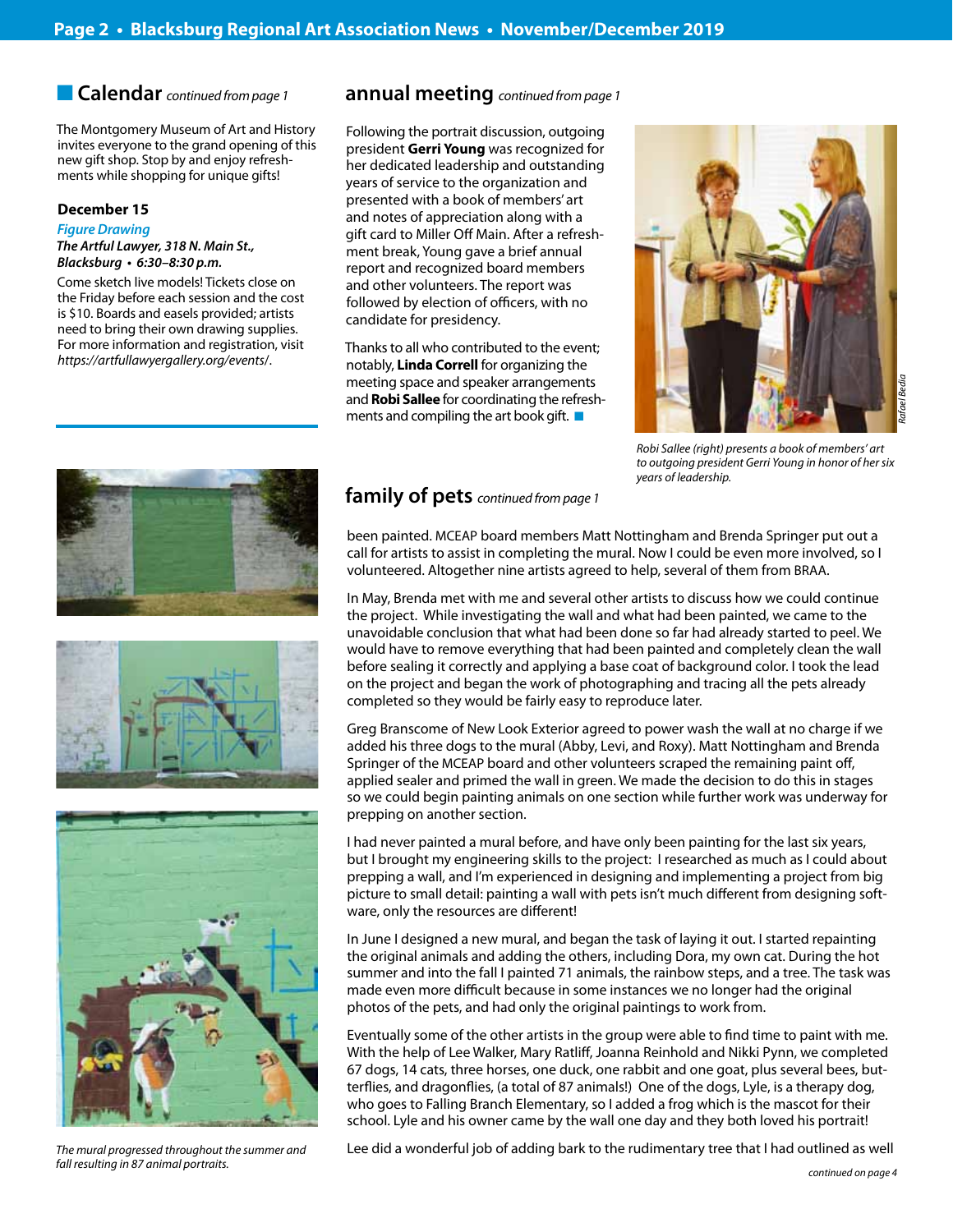## Calendar *continued from page 1*

The Montgomery Museum of Art and History invites everyone to the grand opening of this new gift shop. Stop by and enjoy refreshments while shopping for unique gifts!

### December 15

***Figure Drawing***

***The Artful Lawyer, 318 N. Main St., Blacksburg • 6:30–8:30 p.m.***

Come sketch live models! Tickets close on the Friday before each session and the cost is $10. Boards and easels provided; artists need to bring their own drawing supplies. For more information and registration, visit *https://artfullawyergallery.org/events/*.

## annual meeting *continued from page 1*

Following the portrait discussion, outgoing president **Gerri Young** was recognized for her dedicated leadership and outstanding years of service to the organization and presented with a book of members' art and notes of appreciation along with a gift card to Miller Off Main. After a refreshment break, Young gave a brief annual report and recognized board members and other volunteers. The report was followed by election of officers, with no candidate for presidency.

Thanks to all who contributed to the event; notably, **Linda Correll** for organizing the meeting space and speaker arrangements and **Robi Sallee** for coordinating the refreshments and compiling the art book gift.

*Rafael Bedia*

*Robi Sallee (right) presents a book of members' art to outgoing president Gerri Young in honor of her six years of leadership.*

## family of pets *continued from page 1*

been painted. MCEAP board members Matt Nottingham and Brenda Springer put out a call for artists to assist in completing the mural. Now I could be even more involved, so I volunteered. Altogether nine artists agreed to help, several of them from BRAA.

In May, Brenda met with me and several other artists to discuss how we could continue the project. While investigating the wall and what had been painted, we came to the unavoidable conclusion that what had been done so far had already started to peel. We would have to remove everything that had been painted and completely clean the wall before sealing it correctly and applying a base coat of background color. I took the lead on the project and began the work of photographing and tracing all the pets already completed so they would be fairly easy to reproduce later.

Greg Branscome of New Look Exterior agreed to power wash the wall at no charge if we added his three dogs to the mural (Abby, Levi, and Roxy). Matt Nottingham and Brenda Springer of the MCEAP board and other volunteers scraped the remaining paint off, applied sealer and primed the wall in green. We made the decision to do this in stages so we could begin painting animals on one section while further work was underway for prepping on another section.

I had never painted a mural before, and have only been painting for the last six years, but I brought my engineering skills to the project: I researched as much as I could about prepping a wall, and I'm experienced in designing and implementing a project from big picture to small detail: painting a wall with pets isn't much different from designing software, only the resources are different!

In June I designed a new mural, and began the task of laying it out. I started repainting the original animals and adding the others, including Dora, my own cat. During the hot summer and into the fall I painted 71 animals, the rainbow steps, and a tree. The task was made even more difficult because in some instances we no longer had the original photos of the pets, and had only the original paintings to work from.

Eventually some of the other artists in the group were able to find time to paint with me. With the help of Lee Walker, Mary Ratliff, Joanna Reinhold and Nikki Pynn, we completed 67 dogs, 14 cats, three horses, one duck, one rabbit and one goat, plus several bees, butterflies, and dragonflies, (a total of 87 animals!) One of the dogs, Lyle, is a therapy dog, who goes to Falling Branch Elementary, so I added a frog which is the mascot for their school. Lyle and his owner came by the wall one day and they both loved his portrait!

Lee did a wonderful job of adding bark to the rudimentary tree that I had outlined as well

*continued on page 4*

*The mural progressed throughout the summer and fall resulting in 87 animal portraits.*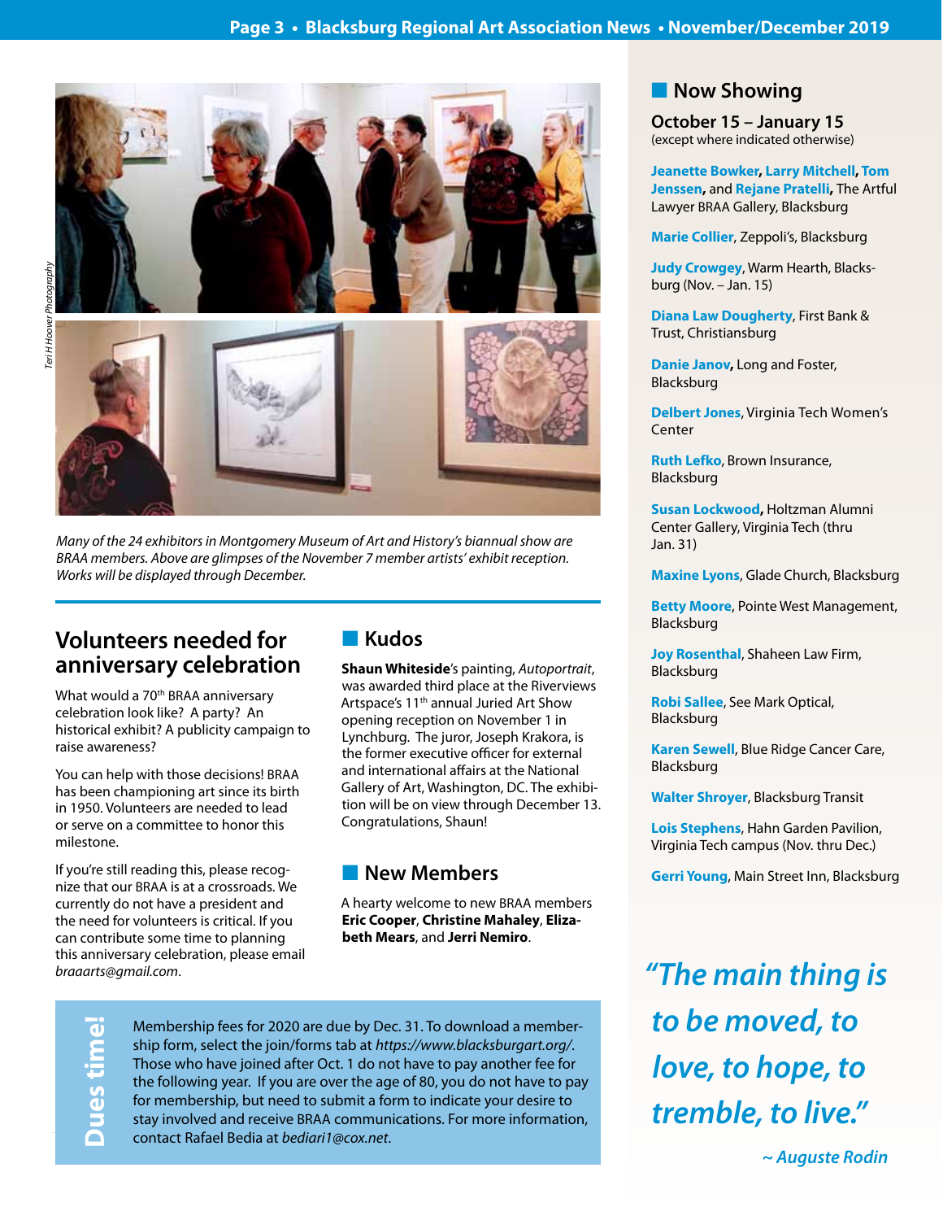*Teri H Hoover Photography*

*Many of the 24 exhibitors in Montgomery Museum of Art and History's biannual show are BRAA members. Above are glimpses of the November 7 member artists' exhibit reception. Works will be displayed through December.*

## Volunteers needed for anniversary celebration

What would a 70th BRAA anniversary celebration look like? A party? An historical exhibit? A publicity campaign to raise awareness?

You can help with those decisions! BRAA has been championing art since its birth in 1950. Volunteers are needed to lead or serve on a committee to honor this milestone.

If you're still reading this, please recognize that our BRAA is at a crossroads. We currently do not have a president and the need for volunteers is critical. If you can contribute some time to planning this anniversary celebration, please email *braaarts@gmail.com*.

## Kudos

**Shaun Whiteside**'s painting, *Autoportrait*, was awarded third place at the Riverviews Artspace's 11th annual Juried Art Show opening reception on November 1 in Lynchburg. The juror, Joseph Krakora, is the former executive officer for external and international affairs at the National Gallery of Art, Washington, DC. The exhibition will be on view through December 13. Congratulations, Shaun!

## New Members

A hearty welcome to new BRAA members **Eric Cooper**, **Christine Mahaley**, **Elizabeth Mears**, and **Jerri Nemiro**.

### Dues time!

Membership fees for 2020 are due by Dec. 31. To download a membership form, select the join/forms tab at *https://www.blacksburgart.org/*. Those who have joined after Oct. 1 do not have to pay another fee for the following year. If you are over the age of 80, you do not have to pay for membership, but need to submit a form to indicate your desire to stay involved and receive BRAA communications. For more information, contact Rafael Bedia at *bediari1@cox.net*.

## Now Showing

**October 15 – January 15**
(except where indicated otherwise)

**Jeanette Bowker**, **Larry Mitchell**, **Tom Jenssen**, and **Rejane Pratelli**, The Artful Lawyer BRAA Gallery, Blacksburg

**Marie Collier**, Zeppoli's, Blacksburg

**Judy Crowgey**, Warm Hearth, Blacksburg (Nov. – Jan. 15)

**Diana Law Dougherty**, First Bank & Trust, Christiansburg

**Danie Janov**, Long and Foster, Blacksburg

**Delbert Jones**, Virginia Tech Women's Center

**Ruth Lefko**, Brown Insurance, Blacksburg

**Susan Lockwood**, Holtzman Alumni Center Gallery, Virginia Tech (thru Jan. 31)

**Maxine Lyons**, Glade Church, Blacksburg

**Betty Moore**, Pointe West Management, Blacksburg

**Joy Rosenthal**, Shaheen Law Firm, Blacksburg

**Robi Sallee**, See Mark Optical, Blacksburg

**Karen Sewell**, Blue Ridge Cancer Care, Blacksburg

**Walter Shroyer**, Blacksburg Transit

**Lois Stephens**, Hahn Garden Pavilion, Virginia Tech campus (Nov. thru Dec.)

**Gerri Young**, Main Street Inn, Blacksburg

> *"The main thing is to be moved, to love, to hope, to tremble, to live."*
>
> *~ Auguste Rodin*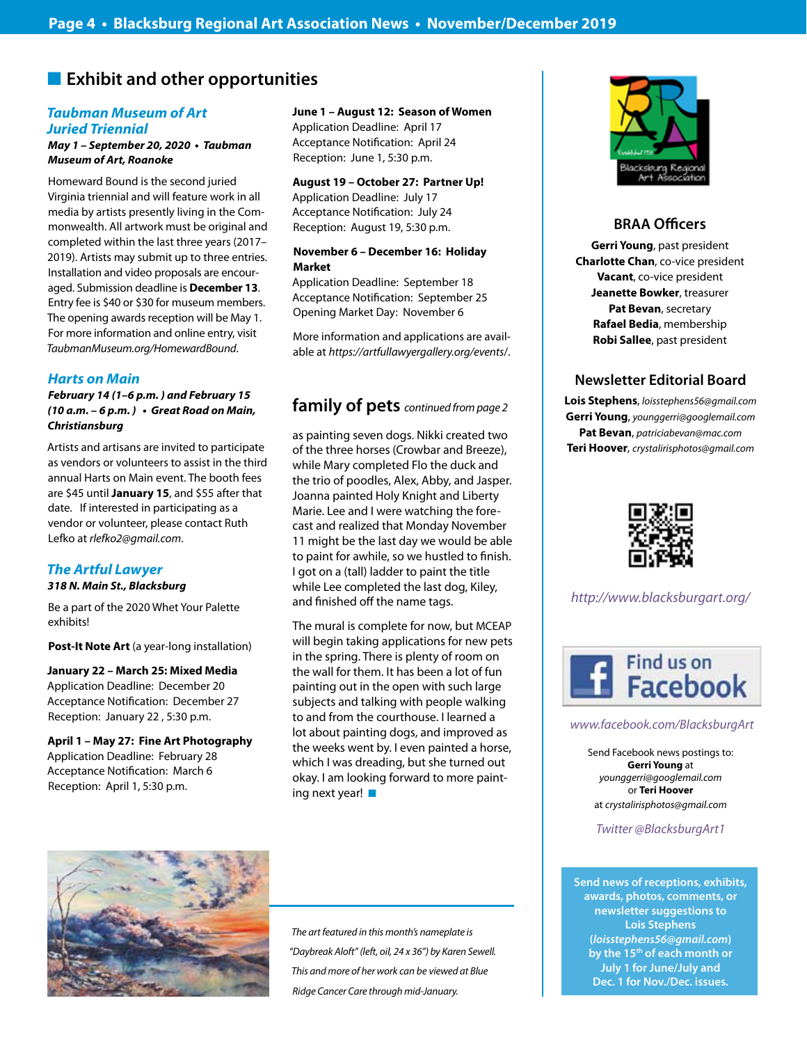## Exhibit and other opportunities

### *Taubman Museum of Art Juried Triennial*

***May 1 – September 20, 2020 • Taubman Museum of Art, Roanoke***

Homeward Bound is the second juried Virginia triennial and will feature work in all media by artists presently living in the Commonwealth. All artwork must be original and completed within the last three years (2017–2019). Artists may submit up to three entries. Installation and video proposals are encouraged. Submission deadline is **December 13**. Entry fee is $40 or $30 for museum members. The opening awards reception will be May 1. For more information and online entry, visit *TaubmanMuseum.org/HomewardBound*.

### *Harts on Main*

***February 14 (1–6 p.m. ) and February 15 (10 a.m. – 6 p.m. ) • Great Road on Main, Christiansburg***

Artists and artisans are invited to participate as vendors or volunteers to assist in the third annual Harts on Main event. The booth fees are $45 until **January 15**, and $55 after that date. If interested in participating as a vendor or volunteer, please contact Ruth Lefko at *rlefko2@gmail.com*.

### *The Artful Lawyer*

***318 N. Main St., Blacksburg***

Be a part of the 2020 Whet Your Palette exhibits!

**Post-It Note Art** (a year-long installation)

**January 22 – March 25: Mixed Media**
Application Deadline: December 20
Acceptance Notification: December 27
Reception: January 22 , 5:30 p.m.

**April 1 – May 27: Fine Art Photography**
Application Deadline: February 28
Acceptance Notification: March 6
Reception: April 1, 5:30 p.m.

**June 1 – August 12: Season of Women**
Application Deadline: April 17
Acceptance Notification: April 24
Reception: June 1, 5:30 p.m.

**August 19 – October 27: Partner Up!**
Application Deadline: July 17
Acceptance Notification: July 24
Reception: August 19, 5:30 p.m.

**November 6 – December 16: Holiday Market**
Application Deadline: September 18
Acceptance Notification: September 25
Opening Market Day: November 6

More information and applications are available at *https://artfullawyergallery.org/events/*.

## family of pets *continued from page 2*

as painting seven dogs. Nikki created two of the three horses (Crowbar and Breeze), while Mary completed Flo the duck and the trio of poodles, Alex, Abby, and Jasper. Joanna painted Holy Knight and Liberty Marie. Lee and I were watching the forecast and realized that Monday November 11 might be the last day we would be able to paint for awhile, so we hustled to finish. I got on a (tall) ladder to paint the title while Lee completed the last dog, Kiley, and finished off the name tags.

The mural is complete for now, but MCEAP will begin taking applications for new pets in the spring. There is plenty of room on the wall for them. It has been a lot of fun painting out in the open with such large subjects and talking with people walking to and from the courthouse. I learned a lot about painting dogs, and improved as the weeks went by. I even painted a horse, which I was dreading, but she turned out okay. I am looking forward to more painting next year!

*The art featured in this month's nameplate is "Daybreak Aloft" (left, oil, 24 x 36") by Karen Sewell. This and more of her work can be viewed at Blue Ridge Cancer Care through mid-January.*

Established 1958
Blacksburg Regional Art Association

### BRAA Officers

**Gerri Young**, past president
**Charlotte Chan**, co-vice president
**Vacant**, co-vice president
**Jeanette Bowker**, treasurer
**Pat Bevan**, secretary
**Rafael Bedia**, membership
**Robi Sallee**, past president

### Newsletter Editorial Board

**Lois Stephens**, *loisstephens56@gmail.com*
**Gerri Young**, *younggerri@googlemail.com*
**Pat Bevan**, *patriciabevan@mac.com*
**Teri Hoover**, *crystalirisphotos@gmail.com*

*http://www.blacksburgart.org/*

Find us on Facebook

*www.facebook.com/BlacksburgArt*

Send Facebook news postings to:
**Gerri Young** at
*younggerri@googlemail.com*
or **Teri Hoover**
at *crystalirisphotos@gmail.com*

*Twitter @BlacksburgArt1*

**Send news of receptions, exhibits, awards, photos, comments, or newsletter suggestions to Lois Stephens (*loisstephens56@gmail.com*) by the 15th of each month or July 1 for June/July and Dec. 1 for Nov./Dec. issues.**